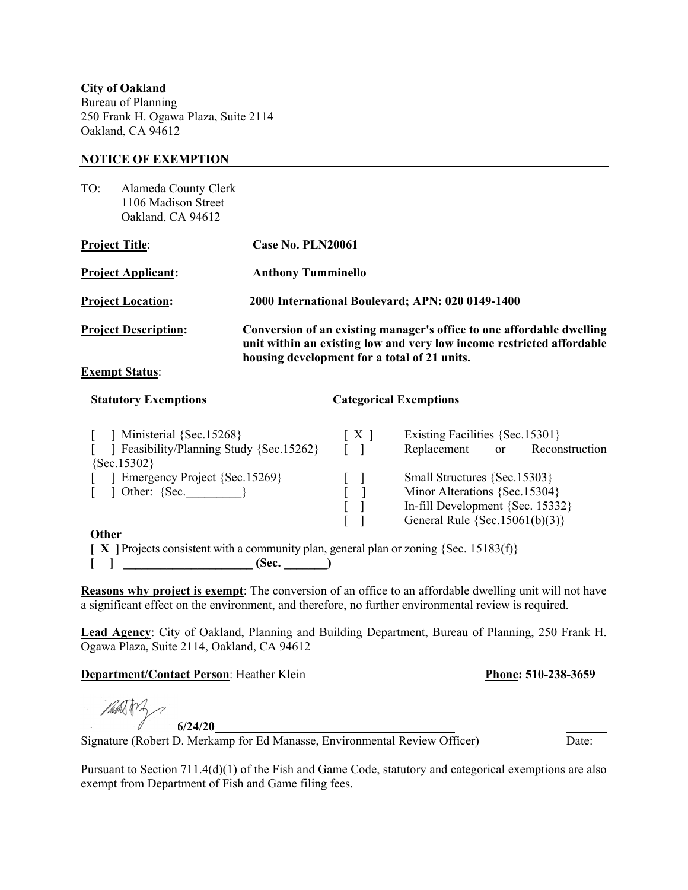**City of Oakland**
Bureau of Planning
250 Frank H. Ogawa Plaza, Suite 2114
Oakland, CA 94612

**NOTICE OF EXEMPTION**

TO: Alameda County Clerk
1106 Madison Street
Oakland, CA 94612

**Project Title**: **Case No. PLN20061**

**Project Applicant:** **Anthony Tumminello**

**Project Location:** **2000 International Boulevard; APN: 020 0149-1400**

**Project Description:** **Conversion of an existing manager's office to one affordable dwelling unit within an existing low and very low income restricted affordable housing development for a total of 21 units.**

**Exempt Status**:

| **Statutory Exemptions** | **Categorical Exemptions** |
|---|---|
| [ ] Ministerial {Sec.15268} | [ X ] Existing Facilities {Sec.15301} |
| [ ] Feasibility/Planning Study {Sec.15262} | [ ] Replacement or Reconstruction {Sec.15302} |
| [ ] Emergency Project {Sec.15269} | [ ] Small Structures {Sec.15303} |
| [ ] Other: {Sec.\_\_\_\_\_\_\_\_\_} | [ ] Minor Alterations {Sec.15304} |
| | [ ] In-fill Development {Sec. 15332} |
| | [ ] General Rule {Sec.15061(b)(3)} |

**Other**

**[ X ]** Projects consistent with a community plan, general plan or zoning {Sec. 15183(f)}

**[ ] \_\_\_\_\_\_\_\_\_\_\_\_\_\_\_\_\_\_\_\_\_ (Sec. \_\_\_\_\_\_\_)**

**Reasons why project is exempt**: The conversion of an office to an affordable dwelling unit will not have a significant effect on the environment, and therefore, no further environmental review is required.

**Lead Agency**: City of Oakland, Planning and Building Department, Bureau of Planning, 250 Frank H. Ogawa Plaza, Suite 2114, Oakland, CA 94612

**Department/Contact Person**: Heather Klein **Phone: 510-238-3659**

**6/24/20**\_\_\_\_\_\_\_\_\_\_\_\_\_\_\_\_\_\_\_\_\_\_\_\_\_\_\_\_\_\_\_\_\_\_\_\_\_\_\_\_
Signature (Robert D. Merkamp for Ed Manasse, Environmental Review Officer) Date:

Pursuant to Section 711.4(d)(1) of the Fish and Game Code, statutory and categorical exemptions are also exempt from Department of Fish and Game filing fees.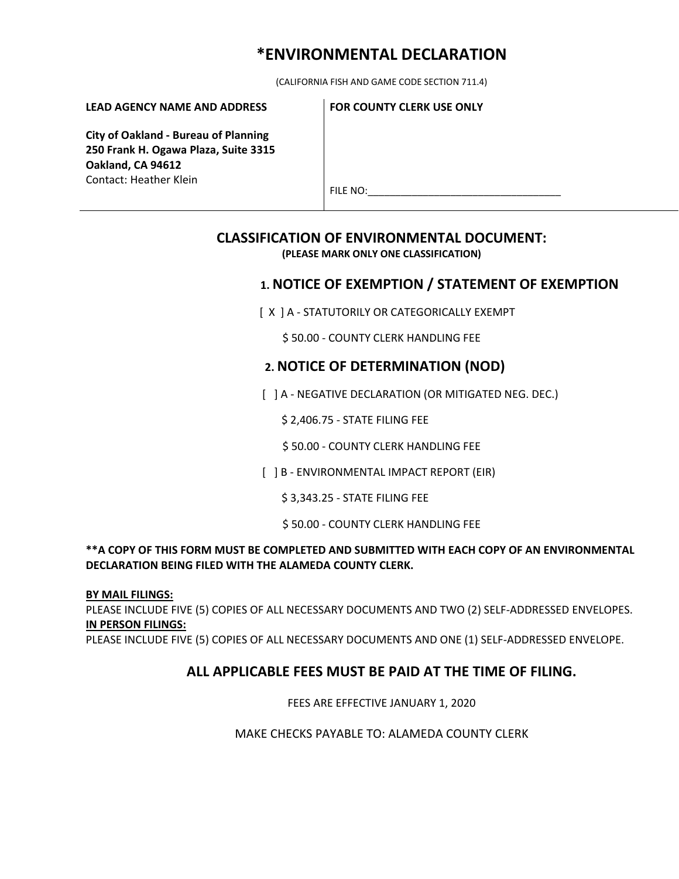# *ENVIRONMENTAL DECLARATION

(CALIFORNIA FISH AND GAME CODE SECTION 711.4)

| LEAD AGENCY NAME AND ADDRESS | FOR COUNTY CLERK USE ONLY |
| --- | --- |
| **City of Oakland - Bureau of Planning**<br>**250 Frank H. Ogawa Plaza, Suite 3315**<br>**Oakland, CA 94612**<br>Contact: Heather Klein | FILE NO:\_\_\_\_\_\_\_\_\_\_\_\_\_\_\_\_\_\_\_\_\_\_\_\_\_\_\_\_\_\_\_\_\_\_ |

## CLASSIFICATION OF ENVIRONMENTAL DOCUMENT:

**(PLEASE MARK ONLY ONE CLASSIFICATION)**

### 1. NOTICE OF EXEMPTION / STATEMENT OF EXEMPTION

[ X ] A - STATUTORILY OR CATEGORICALLY EXEMPT

$ 50.00 - COUNTY CLERK HANDLING FEE

### 2. NOTICE OF DETERMINATION (NOD)

[ ] A - NEGATIVE DECLARATION (OR MITIGATED NEG. DEC.)

$ 2,406.75 - STATE FILING FEE

$ 50.00 - COUNTY CLERK HANDLING FEE

[ ] B - ENVIRONMENTAL IMPACT REPORT (EIR)

$ 3,343.25 - STATE FILING FEE

$ 50.00 - COUNTY CLERK HANDLING FEE

**A COPY OF THIS FORM MUST BE COMPLETED AND SUBMITTED WITH EACH COPY OF AN ENVIRONMENTAL DECLARATION BEING FILED WITH THE ALAMEDA COUNTY CLERK.**

**BY MAIL FILINGS:**

PLEASE INCLUDE FIVE (5) COPIES OF ALL NECESSARY DOCUMENTS AND TWO (2) SELF-ADDRESSED ENVELOPES.

**IN PERSON FILINGS:**

PLEASE INCLUDE FIVE (5) COPIES OF ALL NECESSARY DOCUMENTS AND ONE (1) SELF-ADDRESSED ENVELOPE.

## ALL APPLICABLE FEES MUST BE PAID AT THE TIME OF FILING.

FEES ARE EFFECTIVE JANUARY 1, 2020

MAKE CHECKS PAYABLE TO: ALAMEDA COUNTY CLERK